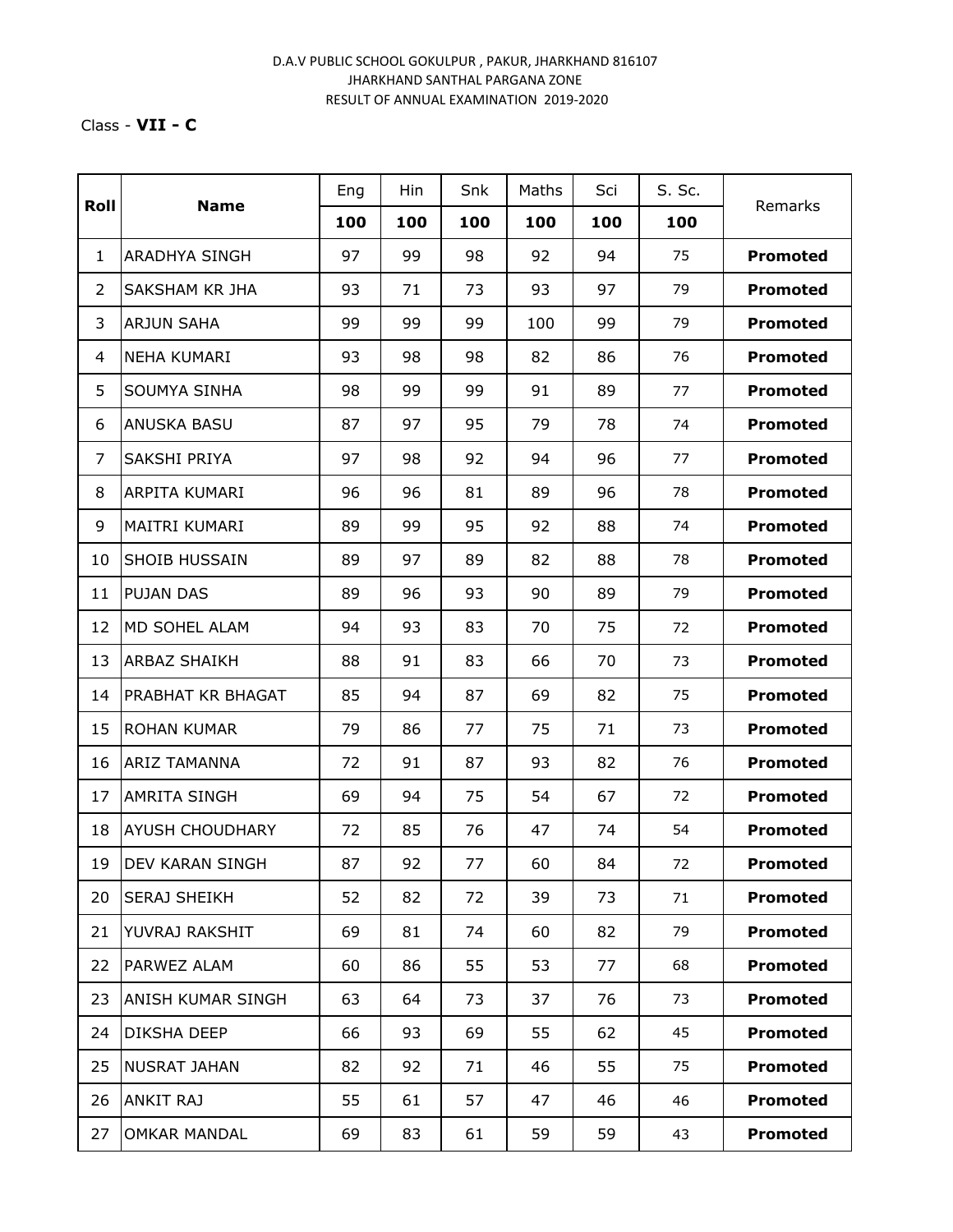D.A.V PUBLIC SCHOOL GOKULPUR , PAKUR, JHARKHAND 816107
JHARKHAND SANTHAL PARGANA ZONE
RESULT OF ANNUAL EXAMINATION 2019-2020

Class - **VII - C**

| Roll | Name | Eng | Hin | Snk | Maths | Sci | S. Sc. | Remarks |
|---|---|---|---|---|---|---|---|---|
| | | **100** | **100** | **100** | **100** | **100** | **100** | |
| 1 | ARADHYA SINGH | 97 | 99 | 98 | 92 | 94 | 75 | **Promoted** |
| 2 | SAKSHAM KR JHA | 93 | 71 | 73 | 93 | 97 | 79 | **Promoted** |
| 3 | ARJUN SAHA | 99 | 99 | 99 | 100 | 99 | 79 | **Promoted** |
| 4 | NEHA KUMARI | 93 | 98 | 98 | 82 | 86 | 76 | **Promoted** |
| 5 | SOUMYA SINHA | 98 | 99 | 99 | 91 | 89 | 77 | **Promoted** |
| 6 | ANUSKA BASU | 87 | 97 | 95 | 79 | 78 | 74 | **Promoted** |
| 7 | SAKSHI PRIYA | 97 | 98 | 92 | 94 | 96 | 77 | **Promoted** |
| 8 | ARPITA KUMARI | 96 | 96 | 81 | 89 | 96 | 78 | **Promoted** |
| 9 | MAITRI KUMARI | 89 | 99 | 95 | 92 | 88 | 74 | **Promoted** |
| 10 | SHOIB HUSSAIN | 89 | 97 | 89 | 82 | 88 | 78 | **Promoted** |
| 11 | PUJAN DAS | 89 | 96 | 93 | 90 | 89 | 79 | **Promoted** |
| 12 | MD SOHEL ALAM | 94 | 93 | 83 | 70 | 75 | 72 | **Promoted** |
| 13 | ARBAZ SHAIKH | 88 | 91 | 83 | 66 | 70 | 73 | **Promoted** |
| 14 | PRABHAT KR BHAGAT | 85 | 94 | 87 | 69 | 82 | 75 | **Promoted** |
| 15 | ROHAN KUMAR | 79 | 86 | 77 | 75 | 71 | 73 | **Promoted** |
| 16 | ARIZ TAMANNA | 72 | 91 | 87 | 93 | 82 | 76 | **Promoted** |
| 17 | AMRITA SINGH | 69 | 94 | 75 | 54 | 67 | 72 | **Promoted** |
| 18 | AYUSH CHOUDHARY | 72 | 85 | 76 | 47 | 74 | 54 | **Promoted** |
| 19 | DEV KARAN SINGH | 87 | 92 | 77 | 60 | 84 | 72 | **Promoted** |
| 20 | SERAJ SHEIKH | 52 | 82 | 72 | 39 | 73 | 71 | **Promoted** |
| 21 | YUVRAJ RAKSHIT | 69 | 81 | 74 | 60 | 82 | 79 | **Promoted** |
| 22 | PARWEZ ALAM | 60 | 86 | 55 | 53 | 77 | 68 | **Promoted** |
| 23 | ANISH KUMAR SINGH | 63 | 64 | 73 | 37 | 76 | 73 | **Promoted** |
| 24 | DIKSHA DEEP | 66 | 93 | 69 | 55 | 62 | 45 | **Promoted** |
| 25 | NUSRAT JAHAN | 82 | 92 | 71 | 46 | 55 | 75 | **Promoted** |
| 26 | ANKIT RAJ | 55 | 61 | 57 | 47 | 46 | 46 | **Promoted** |
| 27 | OMKAR MANDAL | 69 | 83 | 61 | 59 | 59 | 43 | **Promoted** |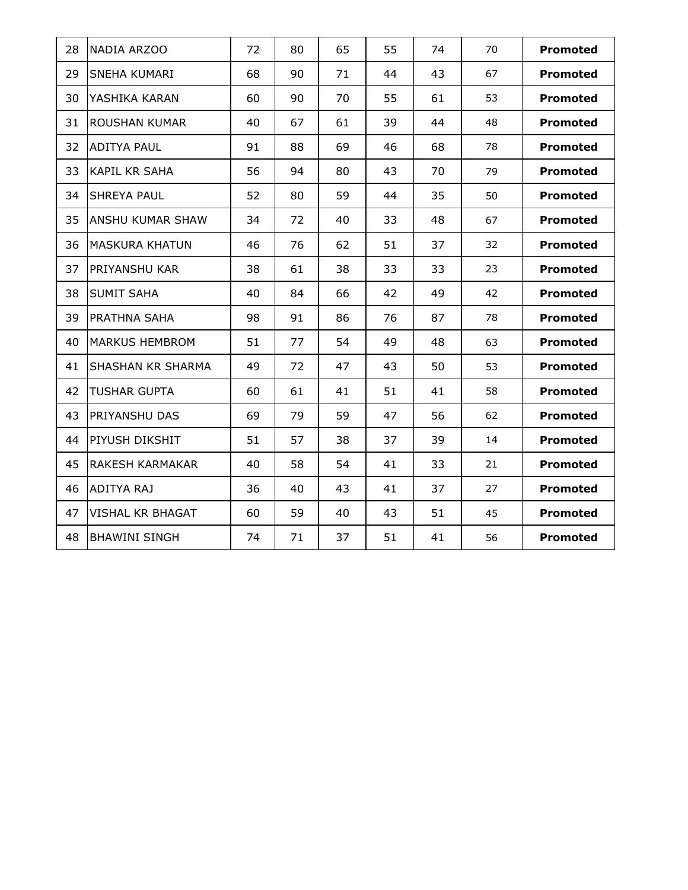| | | | | | | | | |
|---|---|---|---|---|---|---|---|---|
| 28 | NADIA ARZOO | 72 | 80 | 65 | 55 | 74 | 70 | **Promoted** |
| 29 | SNEHA KUMARI | 68 | 90 | 71 | 44 | 43 | 67 | **Promoted** |
| 30 | YASHIKA KARAN | 60 | 90 | 70 | 55 | 61 | 53 | **Promoted** |
| 31 | ROUSHAN KUMAR | 40 | 67 | 61 | 39 | 44 | 48 | **Promoted** |
| 32 | ADITYA PAUL | 91 | 88 | 69 | 46 | 68 | 78 | **Promoted** |
| 33 | KAPIL KR SAHA | 56 | 94 | 80 | 43 | 70 | 79 | **Promoted** |
| 34 | SHREYA PAUL | 52 | 80 | 59 | 44 | 35 | 50 | **Promoted** |
| 35 | ANSHU KUMAR SHAW | 34 | 72 | 40 | 33 | 48 | 67 | **Promoted** |
| 36 | MASKURA KHATUN | 46 | 76 | 62 | 51 | 37 | 32 | **Promoted** |
| 37 | PRIYANSHU KAR | 38 | 61 | 38 | 33 | 33 | 23 | **Promoted** |
| 38 | SUMIT SAHA | 40 | 84 | 66 | 42 | 49 | 42 | **Promoted** |
| 39 | PRATHNA SAHA | 98 | 91 | 86 | 76 | 87 | 78 | **Promoted** |
| 40 | MARKUS HEMBROM | 51 | 77 | 54 | 49 | 48 | 63 | **Promoted** |
| 41 | SHASHAN KR SHARMA | 49 | 72 | 47 | 43 | 50 | 53 | **Promoted** |
| 42 | TUSHAR GUPTA | 60 | 61 | 41 | 51 | 41 | 58 | **Promoted** |
| 43 | PRIYANSHU DAS | 69 | 79 | 59 | 47 | 56 | 62 | **Promoted** |
| 44 | PIYUSH DIKSHIT | 51 | 57 | 38 | 37 | 39 | 14 | **Promoted** |
| 45 | RAKESH KARMAKAR | 40 | 58 | 54 | 41 | 33 | 21 | **Promoted** |
| 46 | ADITYA RAJ | 36 | 40 | 43 | 41 | 37 | 27 | **Promoted** |
| 47 | VISHAL KR BHAGAT | 60 | 59 | 40 | 43 | 51 | 45 | **Promoted** |
| 48 | BHAWINI SINGH | 74 | 71 | 37 | 51 | 41 | 56 | **Promoted** |